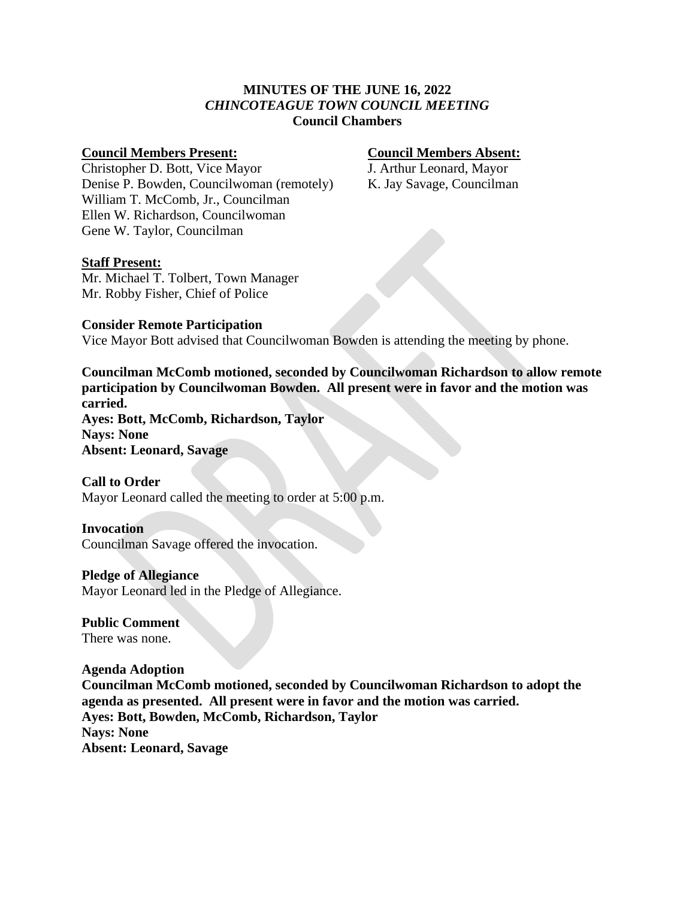# MINUTES OF THE JUNE 16, 2022
## *CHINCOTEAGUE TOWN COUNCIL MEETING*
### Council Chambers

**Council Members Present:**
Christopher D. Bott, Vice Mayor
Denise P. Bowden, Councilwoman (remotely)
William T. McComb, Jr., Councilman
Ellen W. Richardson, Councilwoman
Gene W. Taylor, Councilman

**Council Members Absent:**
J. Arthur Leonard, Mayor
K. Jay Savage, Councilman

**Staff Present:**
Mr. Michael T. Tolbert, Town Manager
Mr. Robby Fisher, Chief of Police

**Consider Remote Participation**
Vice Mayor Bott advised that Councilwoman Bowden is attending the meeting by phone.

**Councilman McComb motioned, seconded by Councilwoman Richardson to allow remote participation by Councilwoman Bowden. All present were in favor and the motion was carried.**
**Ayes: Bott, McComb, Richardson, Taylor**
**Nays: None**
**Absent: Leonard, Savage**

**Call to Order**
Mayor Leonard called the meeting to order at 5:00 p.m.

**Invocation**
Councilman Savage offered the invocation.

**Pledge of Allegiance**
Mayor Leonard led in the Pledge of Allegiance.

**Public Comment**
There was none.

**Agenda Adoption**
**Councilman McComb motioned, seconded by Councilwoman Richardson to adopt the agenda as presented. All present were in favor and the motion was carried.**
**Ayes: Bott, Bowden, McComb, Richardson, Taylor**
**Nays: None**
**Absent: Leonard, Savage**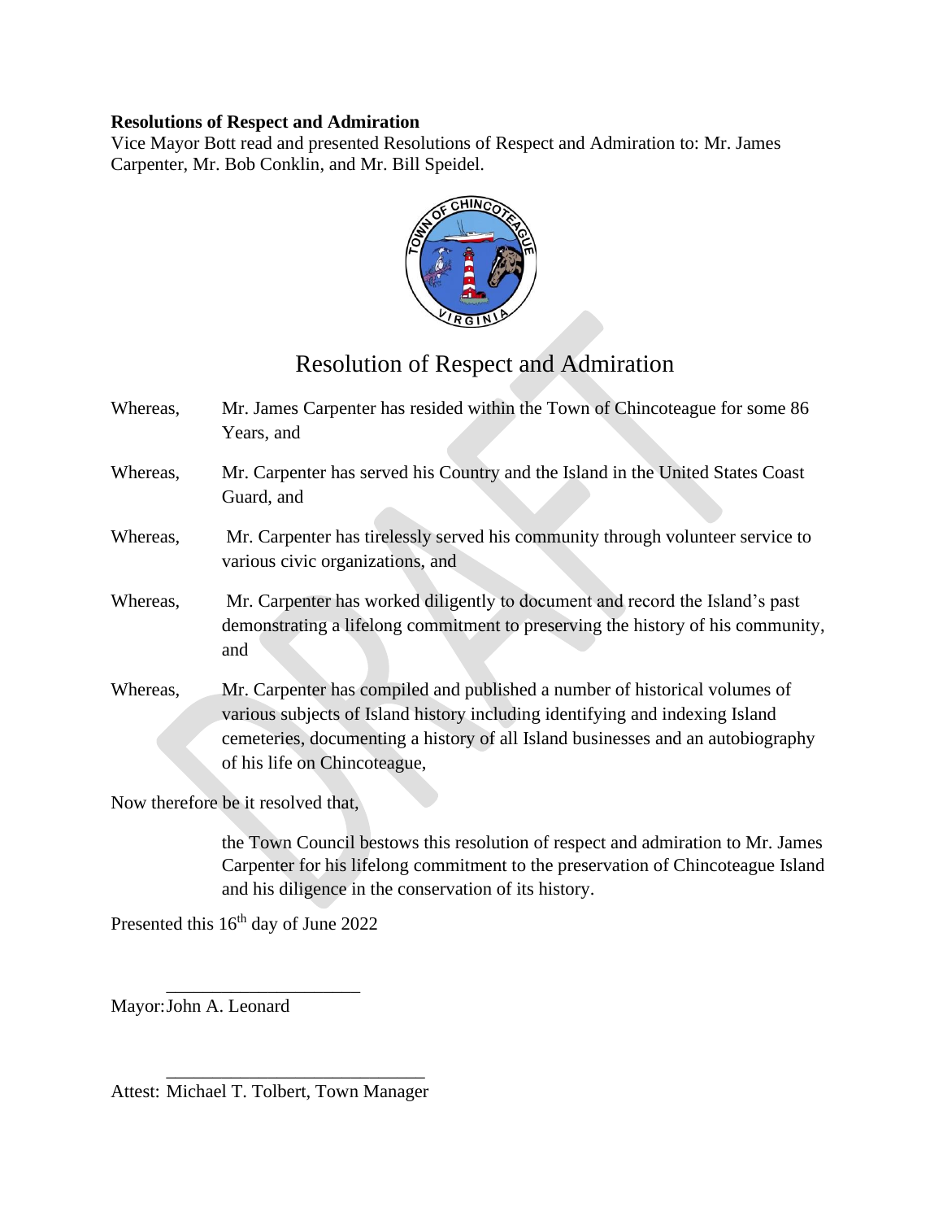**Resolutions of Respect and Admiration**

Vice Mayor Bott read and presented Resolutions of Respect and Admiration to: Mr. James Carpenter, Mr. Bob Conklin, and Mr. Bill Speidel.

# Resolution of Respect and Admiration

Whereas, Mr. James Carpenter has resided within the Town of Chincoteague for some 86 Years, and

Whereas, Mr. Carpenter has served his Country and the Island in the United States Coast Guard, and

Whereas, Mr. Carpenter has tirelessly served his community through volunteer service to various civic organizations, and

Whereas, Mr. Carpenter has worked diligently to document and record the Island's past demonstrating a lifelong commitment to preserving the history of his community, and

Whereas, Mr. Carpenter has compiled and published a number of historical volumes of various subjects of Island history including identifying and indexing Island cemeteries, documenting a history of all Island businesses and an autobiography of his life on Chincoteague,

Now therefore be it resolved that,

the Town Council bestows this resolution of respect and admiration to Mr. James Carpenter for his lifelong commitment to the preservation of Chincoteague Island and his diligence in the conservation of its history.

Presented this 16th day of June 2022

\_\_\_\_\_\_\_\_\_\_\_\_\_\_\_\_\_\_\_\_\_\_

Mayor: John A. Leonard

\_\_\_\_\_\_\_\_\_\_\_\_\_\_\_\_\_\_\_\_\_\_\_\_\_\_\_\_\_

Attest: Michael T. Tolbert, Town Manager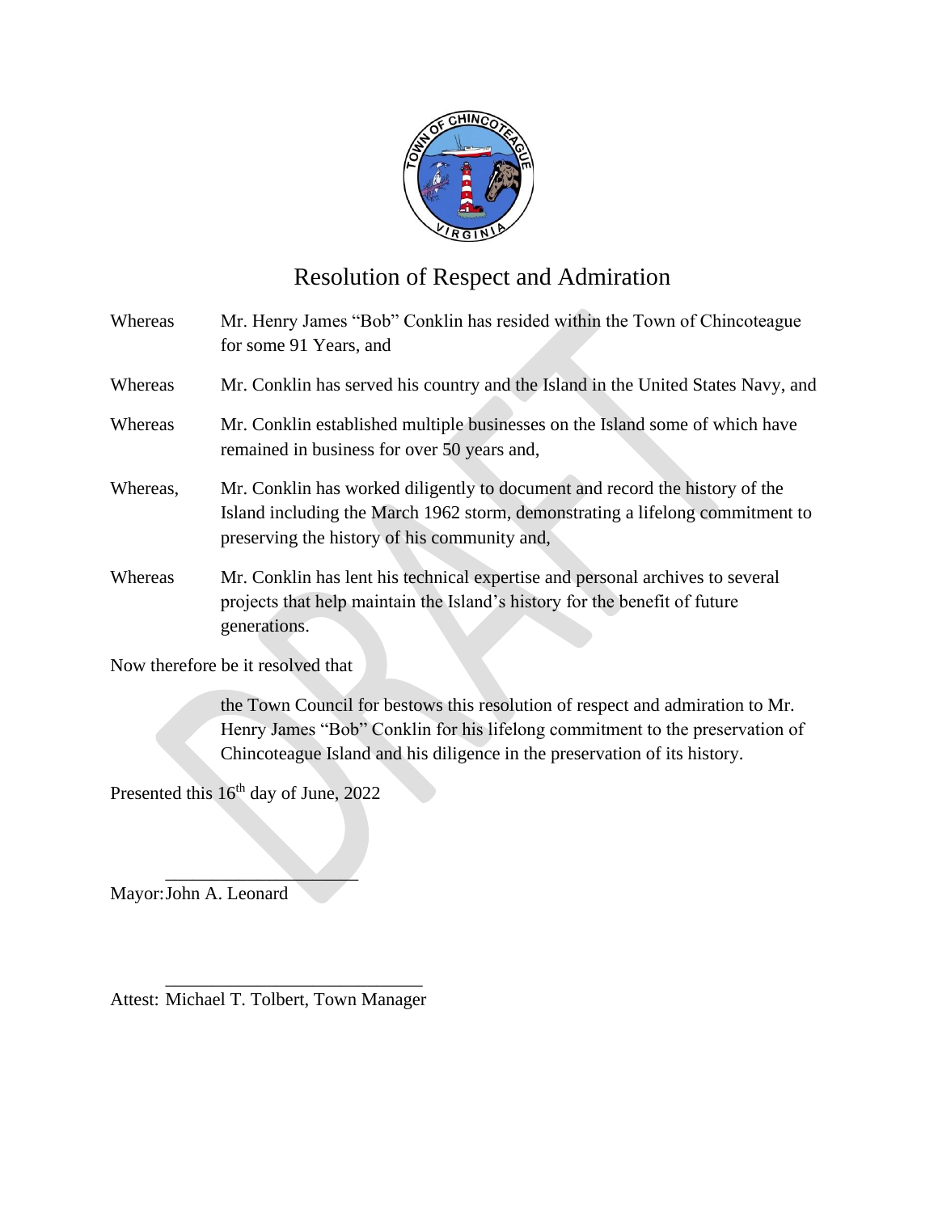# Resolution of Respect and Admiration

Whereas Mr. Henry James "Bob" Conklin has resided within the Town of Chincoteague for some 91 Years, and

Whereas Mr. Conklin has served his country and the Island in the United States Navy, and

Whereas Mr. Conklin established multiple businesses on the Island some of which have remained in business for over 50 years and,

Whereas, Mr. Conklin has worked diligently to document and record the history of the Island including the March 1962 storm, demonstrating a lifelong commitment to preserving the history of his community and,

Whereas Mr. Conklin has lent his technical expertise and personal archives to several projects that help maintain the Island's history for the benefit of future generations.

Now therefore be it resolved that

the Town Council for bestows this resolution of respect and admiration to Mr. Henry James "Bob" Conklin for his lifelong commitment to the preservation of Chincoteague Island and his diligence in the preservation of its history.

Presented this 16th day of June, 2022

_____________________
Mayor: John A. Leonard

_____________________________
Attest: Michael T. Tolbert, Town Manager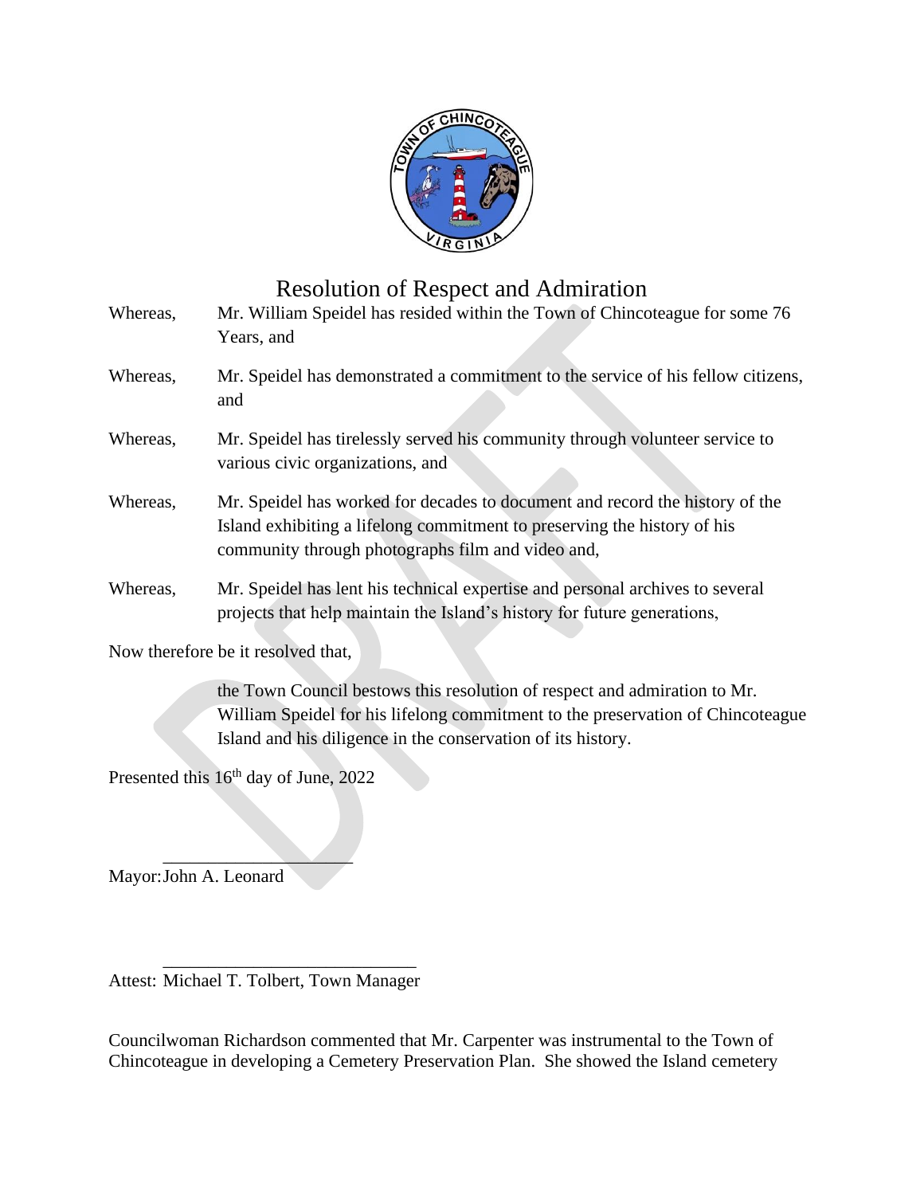# Resolution of Respect and Admiration

Whereas, Mr. William Speidel has resided within the Town of Chincoteague for some 76 Years, and

Whereas, Mr. Speidel has demonstrated a commitment to the service of his fellow citizens, and

Whereas, Mr. Speidel has tirelessly served his community through volunteer service to various civic organizations, and

Whereas, Mr. Speidel has worked for decades to document and record the history of the Island exhibiting a lifelong commitment to preserving the history of his community through photographs film and video and,

Whereas, Mr. Speidel has lent his technical expertise and personal archives to several projects that help maintain the Island's history for future generations,

Now therefore be it resolved that,

the Town Council bestows this resolution of respect and admiration to Mr. William Speidel for his lifelong commitment to the preservation of Chincoteague Island and his diligence in the conservation of its history.

Presented this 16th day of June, 2022

\_\_\_\_\_\_\_\_\_\_\_\_\_\_\_\_\_\_\_\_\_\_

Mayor: John A. Leonard

\_\_\_\_\_\_\_\_\_\_\_\_\_\_\_\_\_\_\_\_\_\_\_\_\_\_\_\_\_

Attest: Michael T. Tolbert, Town Manager

Councilwoman Richardson commented that Mr. Carpenter was instrumental to the Town of Chincoteague in developing a Cemetery Preservation Plan. She showed the Island cemetery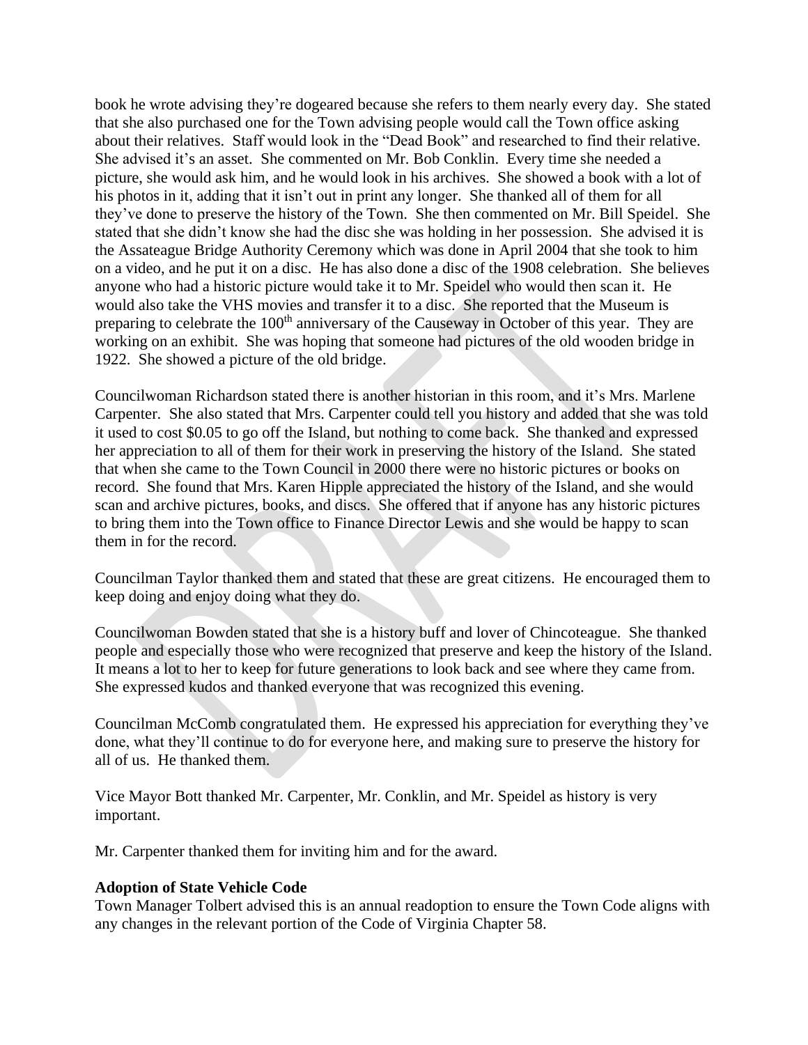book he wrote advising they're dogeared because she refers to them nearly every day. She stated that she also purchased one for the Town advising people would call the Town office asking about their relatives. Staff would look in the "Dead Book" and researched to find their relative. She advised it's an asset. She commented on Mr. Bob Conklin. Every time she needed a picture, she would ask him, and he would look in his archives. She showed a book with a lot of his photos in it, adding that it isn't out in print any longer. She thanked all of them for all they've done to preserve the history of the Town. She then commented on Mr. Bill Speidel. She stated that she didn't know she had the disc she was holding in her possession. She advised it is the Assateague Bridge Authority Ceremony which was done in April 2004 that she took to him on a video, and he put it on a disc. He has also done a disc of the 1908 celebration. She believes anyone who had a historic picture would take it to Mr. Speidel who would then scan it. He would also take the VHS movies and transfer it to a disc. She reported that the Museum is preparing to celebrate the 100th anniversary of the Causeway in October of this year. They are working on an exhibit. She was hoping that someone had pictures of the old wooden bridge in 1922. She showed a picture of the old bridge.

Councilwoman Richardson stated there is another historian in this room, and it's Mrs. Marlene Carpenter. She also stated that Mrs. Carpenter could tell you history and added that she was told it used to cost $0.05 to go off the Island, but nothing to come back. She thanked and expressed her appreciation to all of them for their work in preserving the history of the Island. She stated that when she came to the Town Council in 2000 there were no historic pictures or books on record. She found that Mrs. Karen Hipple appreciated the history of the Island, and she would scan and archive pictures, books, and discs. She offered that if anyone has any historic pictures to bring them into the Town office to Finance Director Lewis and she would be happy to scan them in for the record.

Councilman Taylor thanked them and stated that these are great citizens. He encouraged them to keep doing and enjoy doing what they do.

Councilwoman Bowden stated that she is a history buff and lover of Chincoteague. She thanked people and especially those who were recognized that preserve and keep the history of the Island. It means a lot to her to keep for future generations to look back and see where they came from. She expressed kudos and thanked everyone that was recognized this evening.

Councilman McComb congratulated them. He expressed his appreciation for everything they've done, what they'll continue to do for everyone here, and making sure to preserve the history for all of us. He thanked them.

Vice Mayor Bott thanked Mr. Carpenter, Mr. Conklin, and Mr. Speidel as history is very important.

Mr. Carpenter thanked them for inviting him and for the award.

**Adoption of State Vehicle Code**

Town Manager Tolbert advised this is an annual readoption to ensure the Town Code aligns with any changes in the relevant portion of the Code of Virginia Chapter 58.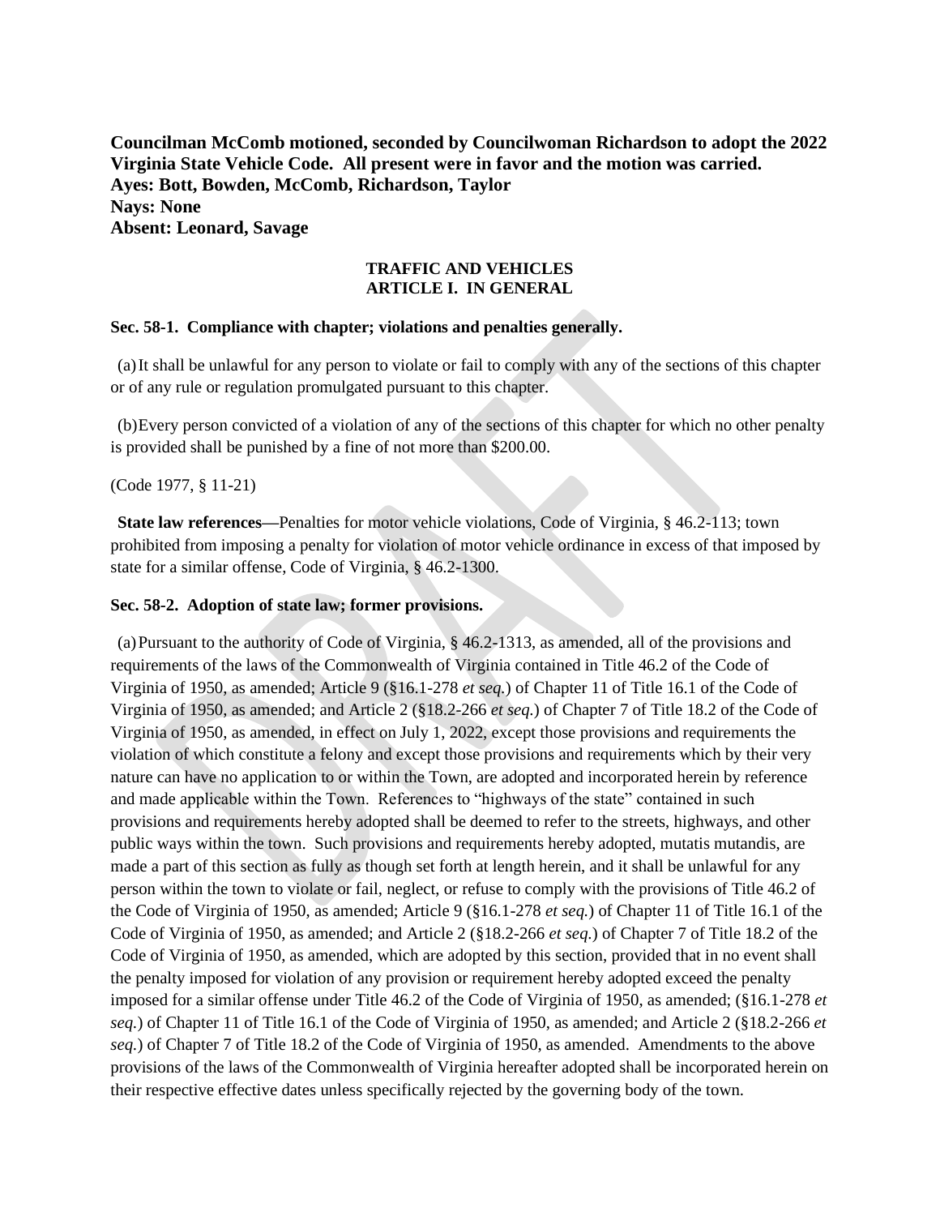**Councilman McComb motioned, seconded by Councilwoman Richardson to adopt the 2022 Virginia State Vehicle Code. All present were in favor and the motion was carried.**
**Ayes: Bott, Bowden, McComb, Richardson, Taylor**
**Nays: None**
**Absent: Leonard, Savage**

**TRAFFIC AND VEHICLES**
**ARTICLE I. IN GENERAL**

**Sec. 58-1. Compliance with chapter; violations and penalties generally.**

(a) It shall be unlawful for any person to violate or fail to comply with any of the sections of this chapter or of any rule or regulation promulgated pursuant to this chapter.

(b) Every person convicted of a violation of any of the sections of this chapter for which no other penalty is provided shall be punished by a fine of not more than $200.00.

(Code 1977, § 11-21)

**State law references**—Penalties for motor vehicle violations, Code of Virginia, § 46.2-113; town prohibited from imposing a penalty for violation of motor vehicle ordinance in excess of that imposed by state for a similar offense, Code of Virginia, § 46.2-1300.

**Sec. 58-2. Adoption of state law; former provisions.**

(a) Pursuant to the authority of Code of Virginia, § 46.2-1313, as amended, all of the provisions and requirements of the laws of the Commonwealth of Virginia contained in Title 46.2 of the Code of Virginia of 1950, as amended; Article 9 (§16.1-278 *et seq.*) of Chapter 11 of Title 16.1 of the Code of Virginia of 1950, as amended; and Article 2 (§18.2-266 *et seq.*) of Chapter 7 of Title 18.2 of the Code of Virginia of 1950, as amended, in effect on July 1, 2022, except those provisions and requirements the violation of which constitute a felony and except those provisions and requirements which by their very nature can have no application to or within the Town, are adopted and incorporated herein by reference and made applicable within the Town. References to "highways of the state" contained in such provisions and requirements hereby adopted shall be deemed to refer to the streets, highways, and other public ways within the town. Such provisions and requirements hereby adopted, mutatis mutandis, are made a part of this section as fully as though set forth at length herein, and it shall be unlawful for any person within the town to violate or fail, neglect, or refuse to comply with the provisions of Title 46.2 of the Code of Virginia of 1950, as amended; Article 9 (§16.1-278 *et seq.*) of Chapter 11 of Title 16.1 of the Code of Virginia of 1950, as amended; and Article 2 (§18.2-266 *et seq.*) of Chapter 7 of Title 18.2 of the Code of Virginia of 1950, as amended, which are adopted by this section, provided that in no event shall the penalty imposed for violation of any provision or requirement hereby adopted exceed the penalty imposed for a similar offense under Title 46.2 of the Code of Virginia of 1950, as amended; (§16.1-278 *et seq.*) of Chapter 11 of Title 16.1 of the Code of Virginia of 1950, as amended; and Article 2 (§18.2-266 *et seq.*) of Chapter 7 of Title 18.2 of the Code of Virginia of 1950, as amended. Amendments to the above provisions of the laws of the Commonwealth of Virginia hereafter adopted shall be incorporated herein on their respective effective dates unless specifically rejected by the governing body of the town.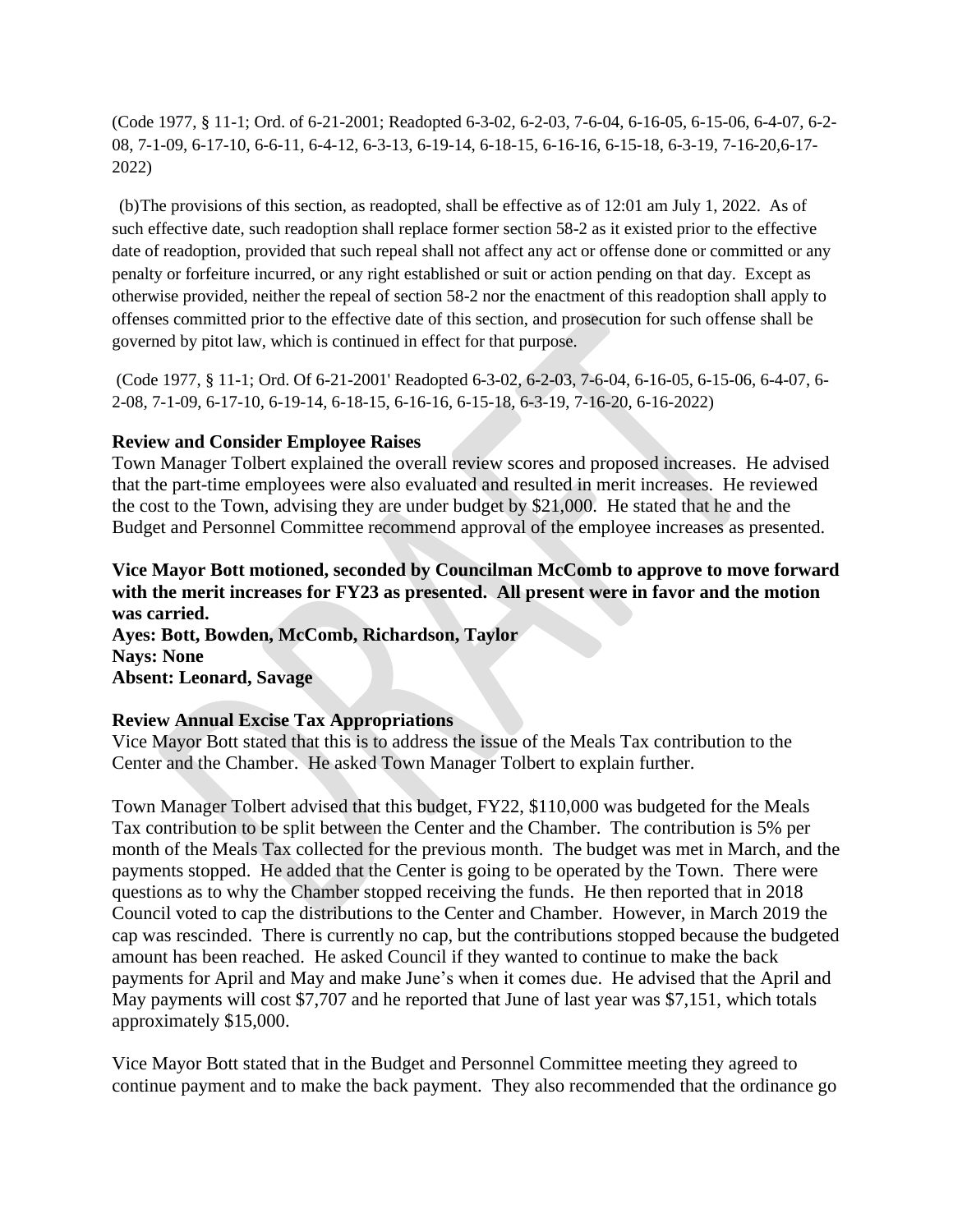(Code 1977, § 11-1; Ord. of 6-21-2001; Readopted 6-3-02, 6-2-03, 7-6-04, 6-16-05, 6-15-06, 6-4-07, 6-2-08, 7-1-09, 6-17-10, 6-6-11, 6-4-12, 6-3-13, 6-19-14, 6-18-15, 6-16-16, 6-15-18, 6-3-19, 7-16-20,6-17-2022)

(b)The provisions of this section, as readopted, shall be effective as of 12:01 am July 1, 2022. As of such effective date, such readoption shall replace former section 58-2 as it existed prior to the effective date of readoption, provided that such repeal shall not affect any act or offense done or committed or any penalty or forfeiture incurred, or any right established or suit or action pending on that day. Except as otherwise provided, neither the repeal of section 58-2 nor the enactment of this readoption shall apply to offenses committed prior to the effective date of this section, and prosecution for such offense shall be governed by pitot law, which is continued in effect for that purpose.

(Code 1977, § 11-1; Ord. Of 6-21-2001' Readopted 6-3-02, 6-2-03, 7-6-04, 6-16-05, 6-15-06, 6-4-07, 6-2-08, 7-1-09, 6-17-10, 6-19-14, 6-18-15, 6-16-16, 6-15-18, 6-3-19, 7-16-20, 6-16-2022)

**Review and Consider Employee Raises**

Town Manager Tolbert explained the overall review scores and proposed increases. He advised that the part-time employees were also evaluated and resulted in merit increases. He reviewed the cost to the Town, advising they are under budget by $21,000. He stated that he and the Budget and Personnel Committee recommend approval of the employee increases as presented.

**Vice Mayor Bott motioned, seconded by Councilman McComb to approve to move forward with the merit increases for FY23 as presented. All present were in favor and the motion was carried.**
**Ayes: Bott, Bowden, McComb, Richardson, Taylor**
**Nays: None**
**Absent: Leonard, Savage**

**Review Annual Excise Tax Appropriations**

Vice Mayor Bott stated that this is to address the issue of the Meals Tax contribution to the Center and the Chamber. He asked Town Manager Tolbert to explain further.

Town Manager Tolbert advised that this budget, FY22, $110,000 was budgeted for the Meals Tax contribution to be split between the Center and the Chamber. The contribution is 5% per month of the Meals Tax collected for the previous month. The budget was met in March, and the payments stopped. He added that the Center is going to be operated by the Town. There were questions as to why the Chamber stopped receiving the funds. He then reported that in 2018 Council voted to cap the distributions to the Center and Chamber. However, in March 2019 the cap was rescinded. There is currently no cap, but the contributions stopped because the budgeted amount has been reached. He asked Council if they wanted to continue to make the back payments for April and May and make June's when it comes due. He advised that the April and May payments will cost $7,707 and he reported that June of last year was $7,151, which totals approximately $15,000.

Vice Mayor Bott stated that in the Budget and Personnel Committee meeting they agreed to continue payment and to make the back payment. They also recommended that the ordinance go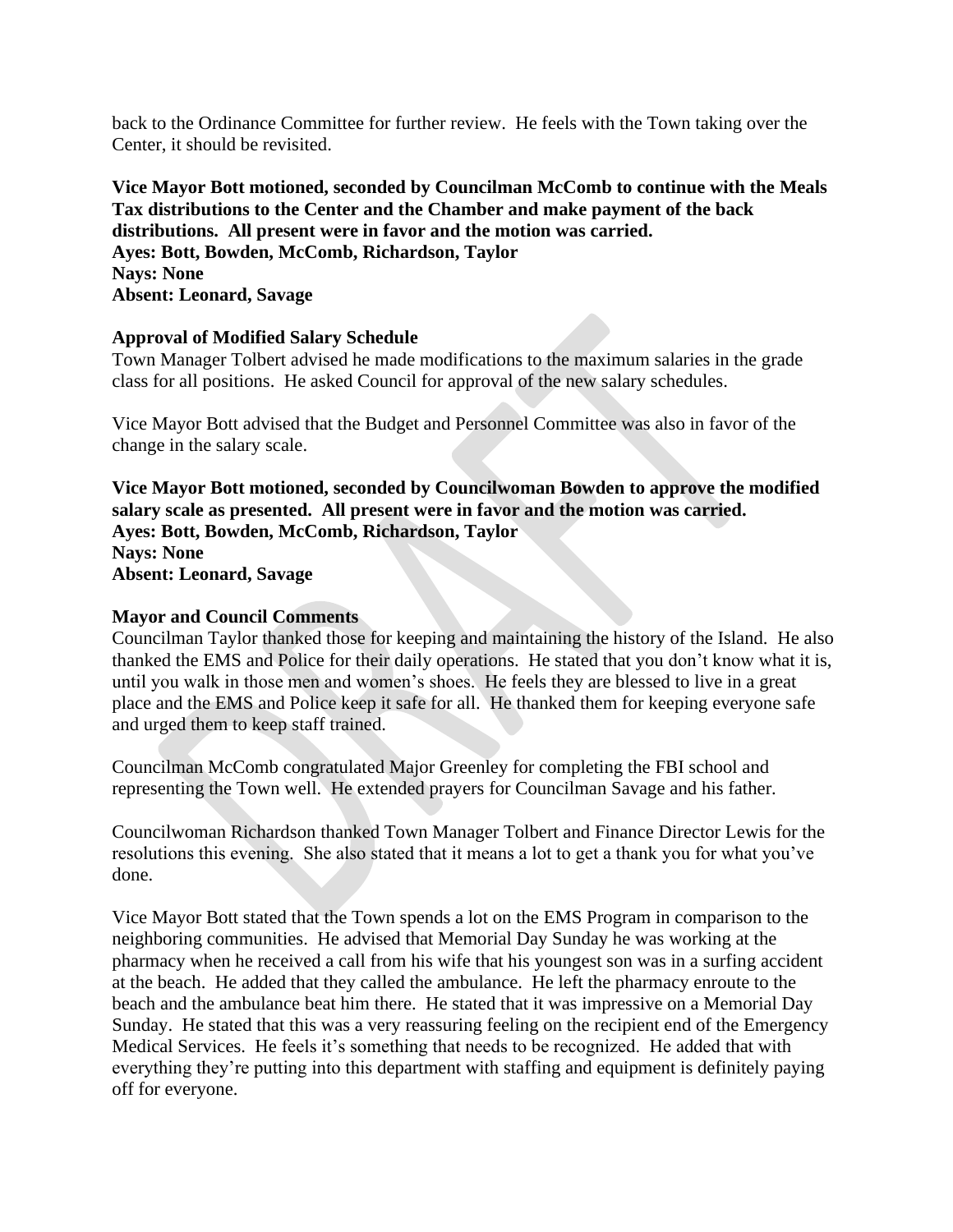back to the Ordinance Committee for further review. He feels with the Town taking over the Center, it should be revisited.

**Vice Mayor Bott motioned, seconded by Councilman McComb to continue with the Meals Tax distributions to the Center and the Chamber and make payment of the back distributions. All present were in favor and the motion was carried.**
**Ayes: Bott, Bowden, McComb, Richardson, Taylor**
**Nays: None**
**Absent: Leonard, Savage**

**Approval of Modified Salary Schedule**

Town Manager Tolbert advised he made modifications to the maximum salaries in the grade class for all positions. He asked Council for approval of the new salary schedules.

Vice Mayor Bott advised that the Budget and Personnel Committee was also in favor of the change in the salary scale.

**Vice Mayor Bott motioned, seconded by Councilwoman Bowden to approve the modified salary scale as presented. All present were in favor and the motion was carried.**
**Ayes: Bott, Bowden, McComb, Richardson, Taylor**
**Nays: None**
**Absent: Leonard, Savage**

**Mayor and Council Comments**

Councilman Taylor thanked those for keeping and maintaining the history of the Island. He also thanked the EMS and Police for their daily operations. He stated that you don't know what it is, until you walk in those men and women's shoes. He feels they are blessed to live in a great place and the EMS and Police keep it safe for all. He thanked them for keeping everyone safe and urged them to keep staff trained.

Councilman McComb congratulated Major Greenley for completing the FBI school and representing the Town well. He extended prayers for Councilman Savage and his father.

Councilwoman Richardson thanked Town Manager Tolbert and Finance Director Lewis for the resolutions this evening. She also stated that it means a lot to get a thank you for what you've done.

Vice Mayor Bott stated that the Town spends a lot on the EMS Program in comparison to the neighboring communities. He advised that Memorial Day Sunday he was working at the pharmacy when he received a call from his wife that his youngest son was in a surfing accident at the beach. He added that they called the ambulance. He left the pharmacy enroute to the beach and the ambulance beat him there. He stated that it was impressive on a Memorial Day Sunday. He stated that this was a very reassuring feeling on the recipient end of the Emergency Medical Services. He feels it's something that needs to be recognized. He added that with everything they're putting into this department with staffing and equipment is definitely paying off for everyone.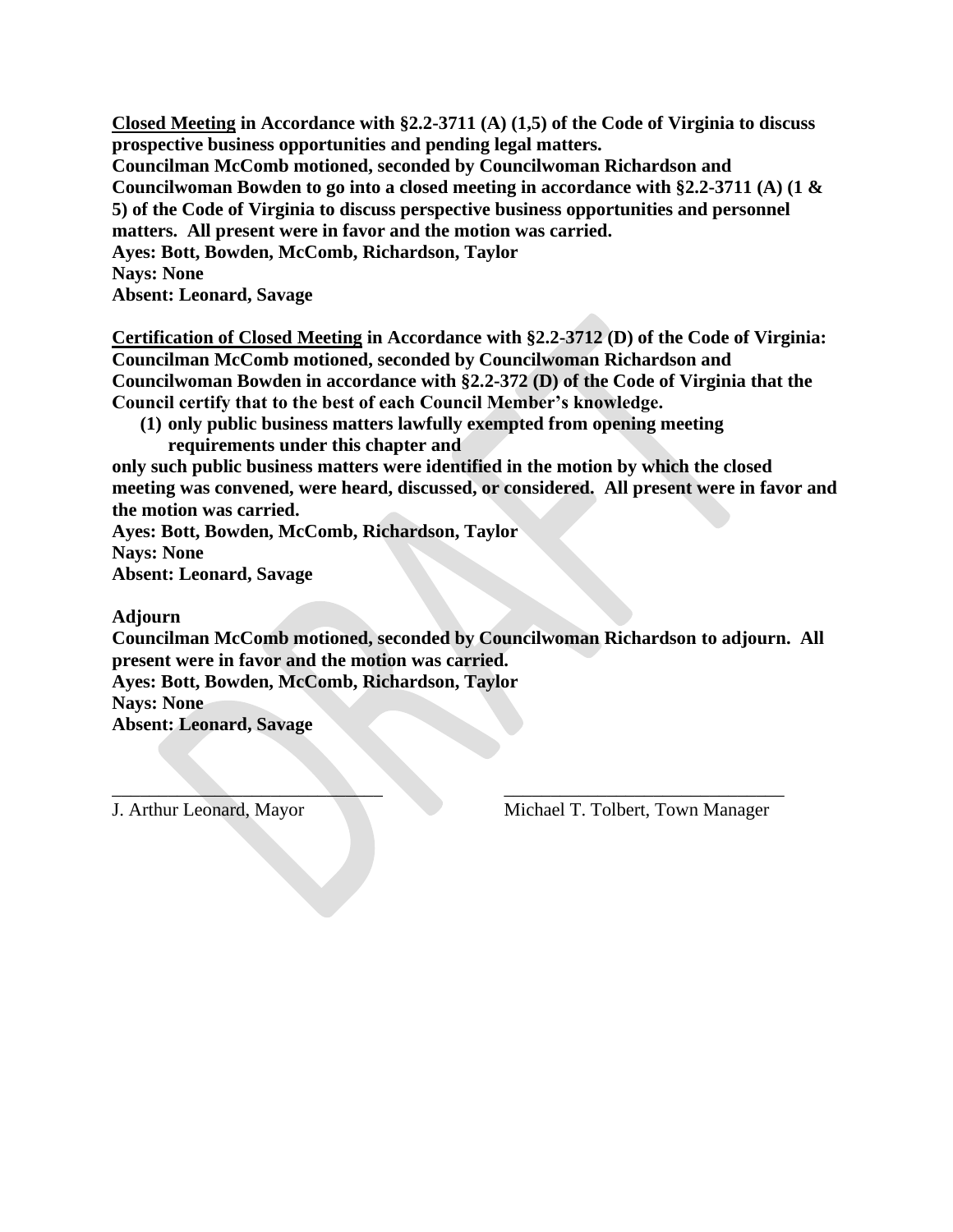**<u>Closed Meeting</u> in Accordance with §2.2-3711 (A) (1,5) of the Code of Virginia to discuss prospective business opportunities and pending legal matters.**
**Councilman McComb motioned, seconded by Councilwoman Richardson and Councilwoman Bowden to go into a closed meeting in accordance with §2.2-3711 (A) (1 & 5) of the Code of Virginia to discuss perspective business opportunities and personnel matters. All present were in favor and the motion was carried.**
**Ayes: Bott, Bowden, McComb, Richardson, Taylor**
**Nays: None**
**Absent: Leonard, Savage**

**<u>Certification of Closed Meeting</u> in Accordance with §2.2-3712 (D) of the Code of Virginia:**
**Councilman McComb motioned, seconded by Councilwoman Richardson and Councilwoman Bowden in accordance with §2.2-372 (D) of the Code of Virginia that the Council certify that to the best of each Council Member's knowledge.**

**(1) only public business matters lawfully exempted from opening meeting requirements under this chapter and**

**only such public business matters were identified in the motion by which the closed meeting was convened, were heard, discussed, or considered. All present were in favor and the motion was carried.**
**Ayes: Bott, Bowden, McComb, Richardson, Taylor**
**Nays: None**
**Absent: Leonard, Savage**

**Adjourn**
**Councilman McComb motioned, seconded by Councilwoman Richardson to adjourn. All present were in favor and the motion was carried.**
**Ayes: Bott, Bowden, McComb, Richardson, Taylor**
**Nays: None**
**Absent: Leonard, Savage**

\_\_\_\_\_\_\_\_\_\_\_\_\_\_\_\_\_\_\_\_\_\_\_\_\_\_\_\_\_\_
J. Arthur Leonard, Mayor

\_\_\_\_\_\_\_\_\_\_\_\_\_\_\_\_\_\_\_\_\_\_\_\_\_\_\_\_\_\_
Michael T. Tolbert, Town Manager